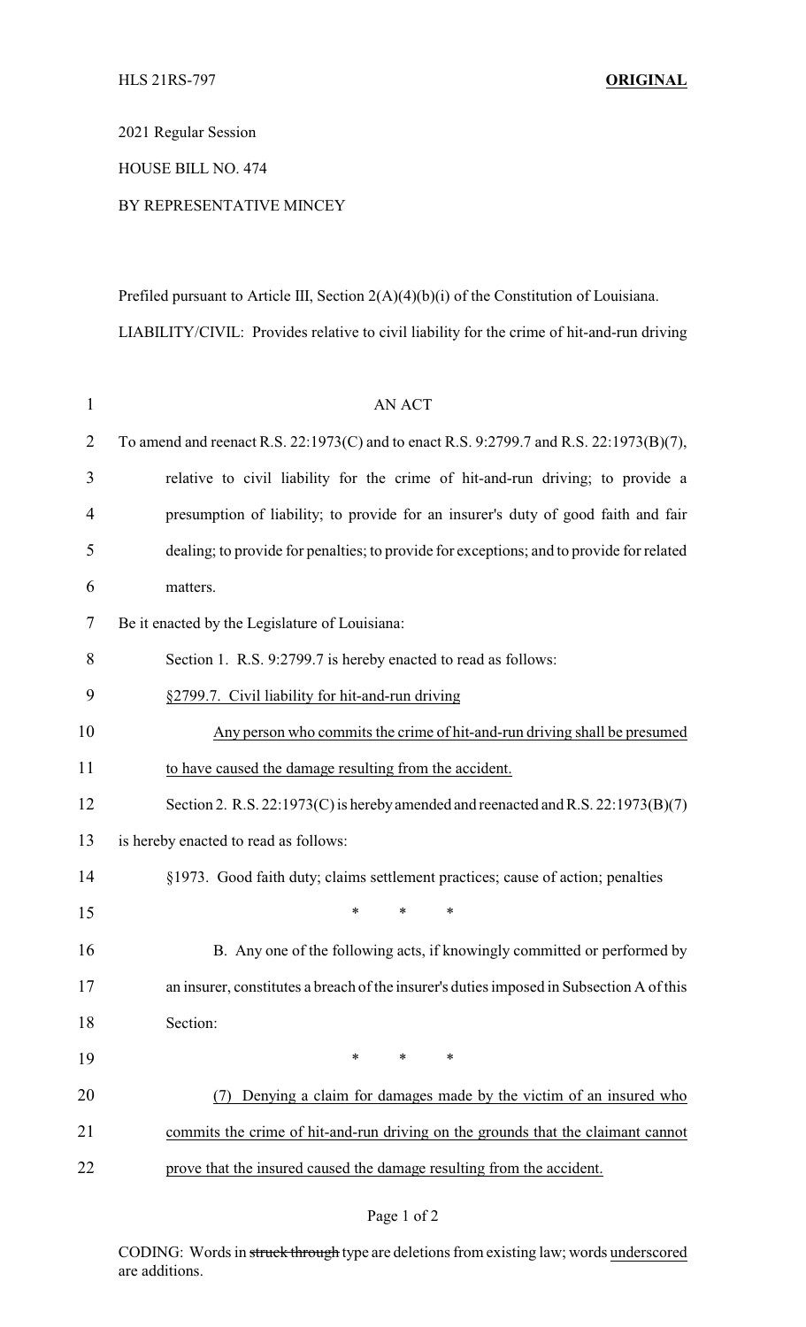HLS 21RS-797 **ORIGINAL**

2021 Regular Session

HOUSE BILL NO. 474

BY REPRESENTATIVE MINCEY

Prefiled pursuant to Article III, Section 2(A)(4)(b)(i) of the Constitution of Louisiana.

LIABILITY/CIVIL: Provides relative to civil liability for the crime of hit-and-run driving

AN ACT

To amend and reenact R.S. 22:1973(C) and to enact R.S. 9:2799.7 and R.S. 22:1973(B)(7), relative to civil liability for the crime of hit-and-run driving; to provide a presumption of liability; to provide for an insurer's duty of good faith and fair dealing; to provide for penalties; to provide for exceptions; and to provide for related matters.

Be it enacted by the Legislature of Louisiana:

Section 1. R.S. 9:2799.7 is hereby enacted to read as follows:

§2799.7. Civil liability for hit-and-run driving

Any person who commits the crime of hit-and-run driving shall be presumed to have caused the damage resulting from the accident.

Section 2. R.S. 22:1973(C) is hereby amended and reenacted and R.S. 22:1973(B)(7) is hereby enacted to read as follows:

§1973. Good faith duty; claims settlement practices; cause of action; penalties

\* \* \*

B. Any one of the following acts, if knowingly committed or performed by an insurer, constitutes a breach of the insurer's duties imposed in Subsection A of this Section:

\* \* \*

(7) Denying a claim for damages made by the victim of an insured who commits the crime of hit-and-run driving on the grounds that the claimant cannot prove that the insured caused the damage resulting from the accident.

CODING: Words in ~~struck through~~ type are deletions from existing law; words underscored are additions.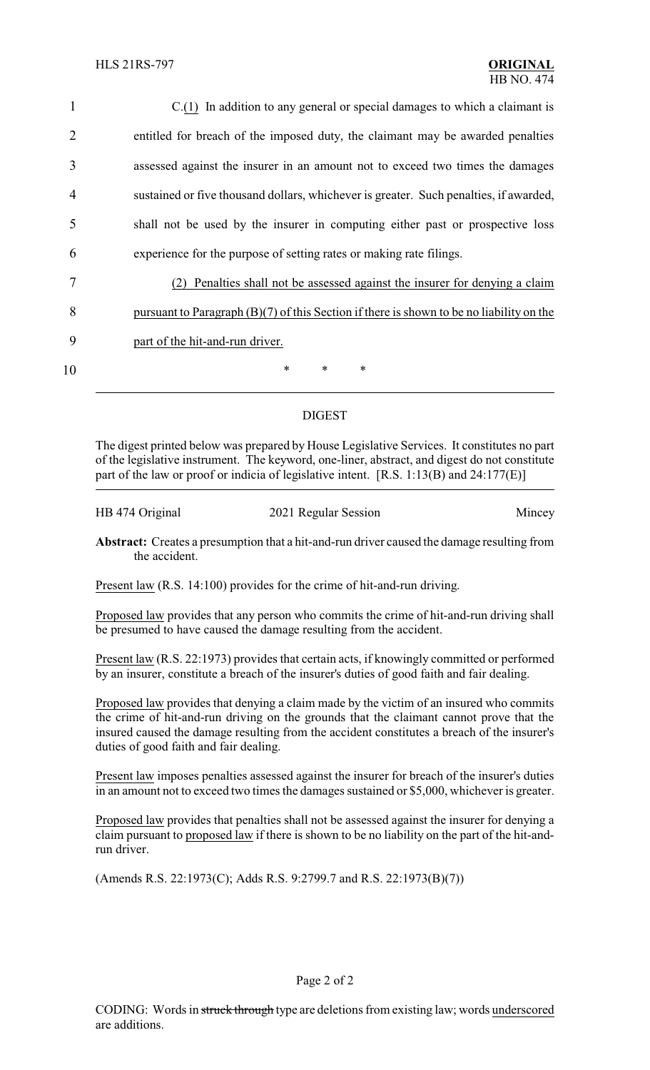C.(1) In addition to any general or special damages to which a claimant is entitled for breach of the imposed duty, the claimant may be awarded penalties assessed against the insurer in an amount not to exceed two times the damages sustained or five thousand dollars, whichever is greater. Such penalties, if awarded, shall not be used by the insurer in computing either past or prospective loss experience for the purpose of setting rates or making rate filings.

(2) Penalties shall not be assessed against the insurer for denying a claim pursuant to Paragraph (B)(7) of this Section if there is shown to be no liability on the part of the hit-and-run driver.

\* \* \*

## DIGEST

The digest printed below was prepared by House Legislative Services. It constitutes no part of the legislative instrument. The keyword, one-liner, abstract, and digest do not constitute part of the law or proof or indicia of legislative intent. [R.S. 1:13(B) and 24:177(E)]

HB 474 Original    2021 Regular Session    Mincey

**Abstract:** Creates a presumption that a hit-and-run driver caused the damage resulting from the accident.

Present law (R.S. 14:100) provides for the crime of hit-and-run driving.

Proposed law provides that any person who commits the crime of hit-and-run driving shall be presumed to have caused the damage resulting from the accident.

Present law (R.S. 22:1973) provides that certain acts, if knowingly committed or performed by an insurer, constitute a breach of the insurer's duties of good faith and fair dealing.

Proposed law provides that denying a claim made by the victim of an insured who commits the crime of hit-and-run driving on the grounds that the claimant cannot prove that the insured caused the damage resulting from the accident constitutes a breach of the insurer's duties of good faith and fair dealing.

Present law imposes penalties assessed against the insurer for breach of the insurer's duties in an amount not to exceed two times the damages sustained or $5,000, whichever is greater.

Proposed law provides that penalties shall not be assessed against the insurer for denying a claim pursuant to proposed law if there is shown to be no liability on the part of the hit-and-run driver.

(Amends R.S. 22:1973(C); Adds R.S. 9:2799.7 and R.S. 22:1973(B)(7))

CODING: Words in ~~struck through~~ type are deletions from existing law; words underscored are additions.